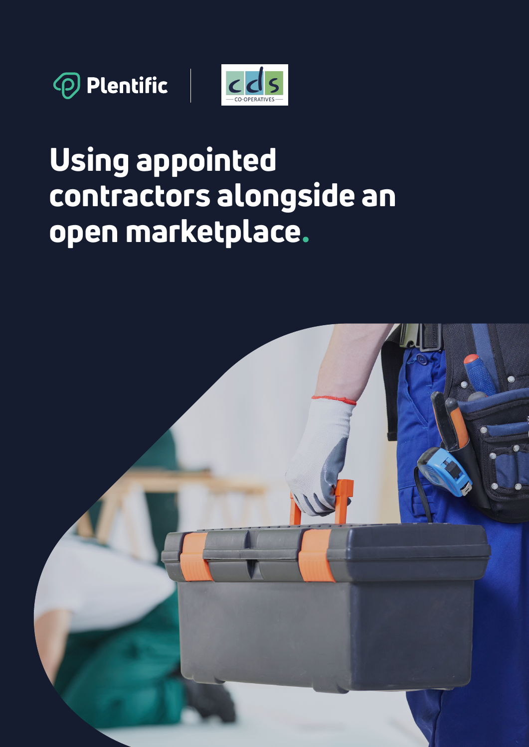Plentific | cds CO-OPERATIVES

# Using appointed contractors alongside an open marketplace.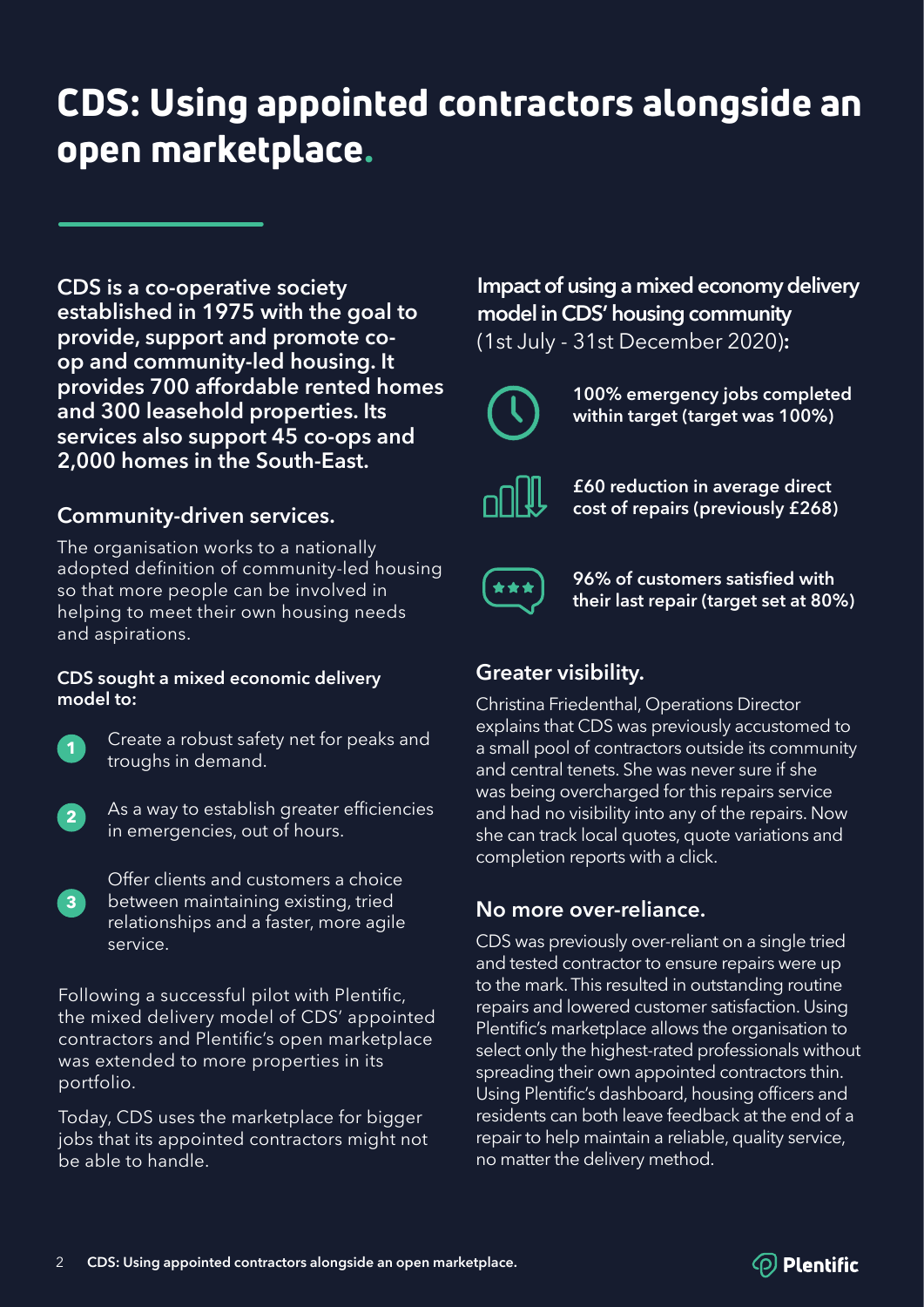# CDS: Using appointed contractors alongside an open marketplace.

**CDS is a co-operative society established in 1975 with the goal to provide, support and promote co-op and community-led housing. It provides 700 affordable rented homes and 300 leasehold properties. Its services also support 45 co-ops and 2,000 homes in the South-East.**

## Community-driven services.

The organisation works to a nationally adopted definition of community-led housing so that more people can be involved in helping to meet their own housing needs and aspirations.

**CDS sought a mixed economic delivery model to:**

1. Create a robust safety net for peaks and troughs in demand.
2. As a way to establish greater efficiencies in emergencies, out of hours.
3. Offer clients and customers a choice between maintaining existing, tried relationships and a faster, more agile service.

Following a successful pilot with Plentific, the mixed delivery model of CDS' appointed contractors and Plentific's open marketplace was extended to more properties in its portfolio.

Today, CDS uses the marketplace for bigger jobs that its appointed contractors might not be able to handle.

**Impact of using a mixed economy delivery model in CDS' housing community** (1st July - 31st December 2020)**:**

- **100% emergency jobs completed within target (target was 100%)**
- **£60 reduction in average direct cost of repairs (previously £268)**
- **96% of customers satisfied with their last repair (target set at 80%)**

## Greater visibility.

Christina Friedenthal, Operations Director explains that CDS was previously accustomed to a small pool of contractors outside its community and central tenets. She was never sure if she was being overcharged for this repairs service and had no visibility into any of the repairs. Now she can track local quotes, quote variations and completion reports with a click.

## No more over-reliance.

CDS was previously over-reliant on a single tried and tested contractor to ensure repairs were up to the mark. This resulted in outstanding routine repairs and lowered customer satisfaction. Using Plentific's marketplace allows the organisation to select only the highest-rated professionals without spreading their own appointed contractors thin. Using Plentific's dashboard, housing officers and residents can both leave feedback at the end of a repair to help maintain a reliable, quality service, no matter the delivery method.